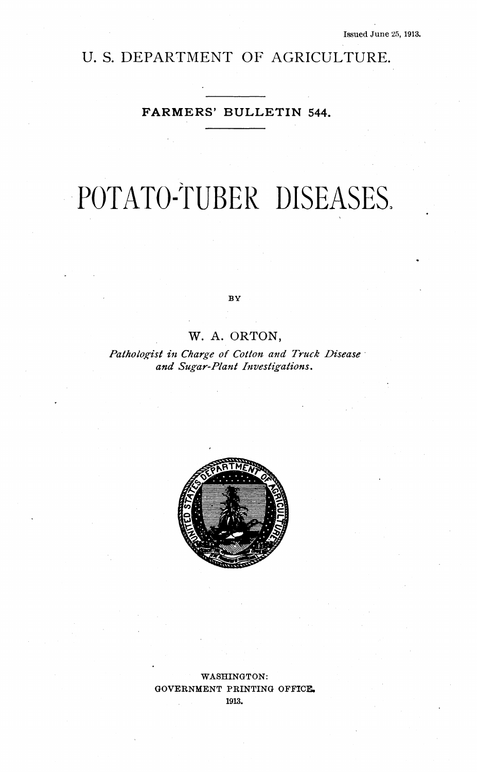Issued June 25, 1913.

U. S. DEPARTMENT OF AGRICULTURE.

FARMERS' BULLETIN 544.

# POTATO-TUBER DISEASES.

BY

W. A. ORTON,

*Pathologist in Charge of Cotton and Truck Disease and Sugar-Plant Investigations.*

WASHINGTON:
GOVERNMENT PRINTING OFFICE.
1913.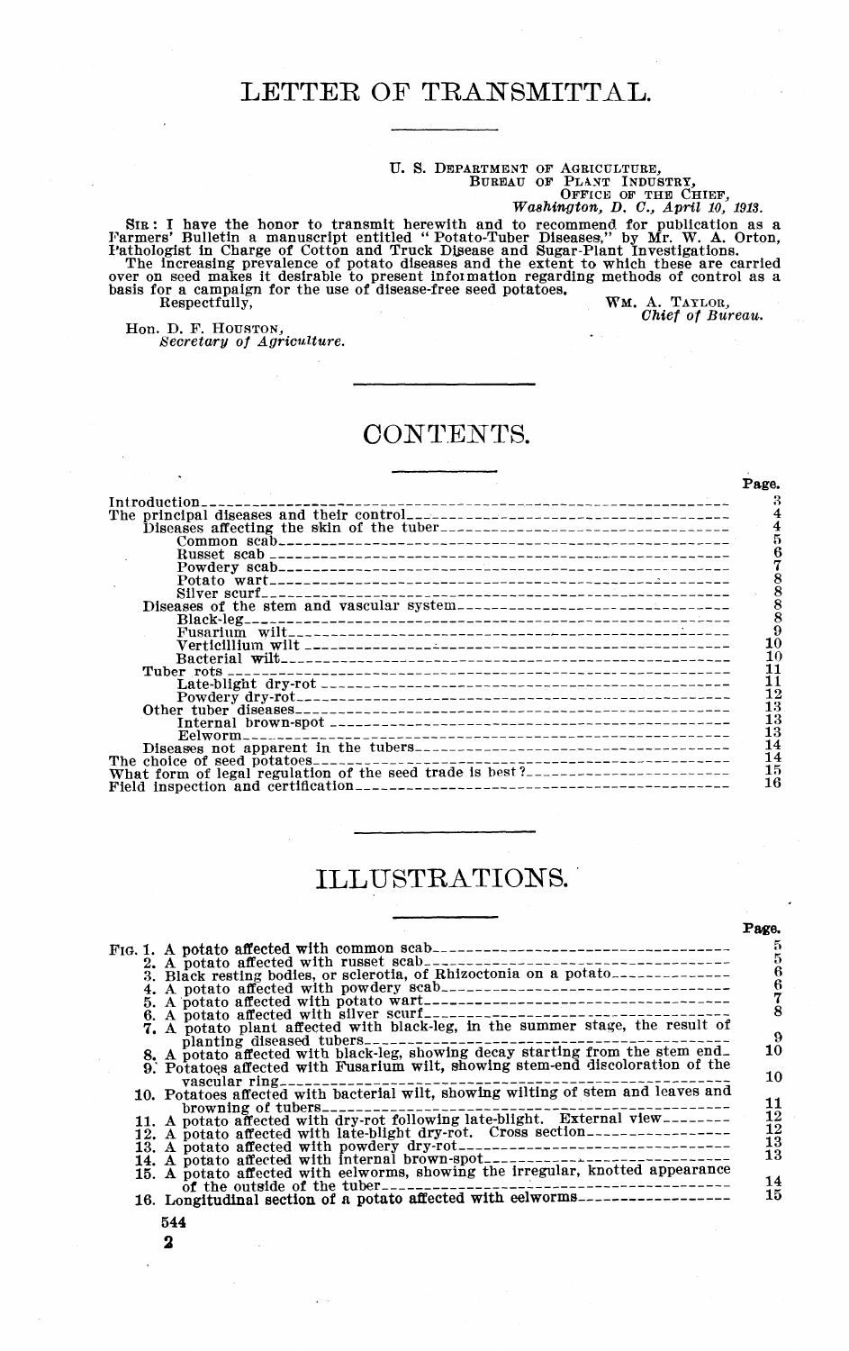# LETTER OF TRANSMITTAL.

U. S. DEPARTMENT OF AGRICULTURE,
BUREAU OF PLANT INDUSTRY,
OFFICE OF THE CHIEF,
*Washington, D. C., April 10, 1913.*

SIR: I have the honor to transmit herewith and to recommend for publication as a Farmers' Bulletin a manuscript entitled "Potato-Tuber Diseases," by Mr. W. A. Orton, Pathologist in Charge of Cotton and Truck Disease and Sugar-Plant Investigations.

The increasing prevalence of potato diseases and the extent to which these are carried over on seed makes it desirable to present information regarding methods of control as a basis for a campaign for the use of disease-free seed potatoes.

Respectfully,

WM. A. TAYLOR,
*Chief of Bureau.*

Hon. D. F. HOUSTON,
*Secretary of Agriculture.*

# CONTENTS.

| | Page. |
|---|---|
| Introduction | 3 |
| The principal diseases and their control | 4 |
| Diseases affecting the skin of the tuber | 4 |
| Common scab | 5 |
| Russet scab | 6 |
| Powdery scab | 7 |
| Potato wart | 8 |
| Silver scurf | 8 |
| Diseases of the stem and vascular system | 8 |
| Black-leg | 8 |
| Fusarium wilt | 9 |
| Verticillium wilt | 10 |
| Bacterial wilt | 10 |
| Tuber rots | 11 |
| Late-blight dry-rot | 11 |
| Powdery dry-rot | 12 |
| Other tuber diseases | 13 |
| Internal brown-spot | 13 |
| Eelworm | 13 |
| Diseases not apparent in the tubers | 14 |
| The choice of seed potatoes | 14 |
| What form of legal regulation of the seed trade is best? | 15 |
| Field inspection and certification | 16 |

# ILLUSTRATIONS.

| | Page. |
|---|---|
| FIG. 1. A potato affected with common scab | 5 |
| 2. A potato affected with russet scab | 5 |
| 3. Black resting bodies, or sclerotia, of Rhizoctonia on a potato | 6 |
| 4. A potato affected with powdery scab | 6 |
| 5. A potato affected with potato wart | 7 |
| 6. A potato affected with silver scurf | 8 |
| 7. A potato plant affected with black-leg, in the summer stage, the result of planting diseased tubers | 9 |
| 8. A potato affected with black-leg, showing decay starting from the stem end | 10 |
| 9. Potatoes affected with Fusarium wilt, showing stem-end discoloration of the vascular ring | 10 |
| 10. Potatoes affected with bacterial wilt, showing wilting of stem and leaves and browning of tubers | 11 |
| 11. A potato affected with dry-rot following late-blight. External view | 12 |
| 12. A potato affected with late-blight dry-rot. Cross section | 12 |
| 13. A potato affected with powdery dry-rot | 13 |
| 14. A potato affected with internal brown-spot | 13 |
| 15. A potato affected with eelworms, showing the irregular, knotted appearance of the outside of the tuber | 14 |
| 16. Longitudinal section of a potato affected with eelworms | 15 |

544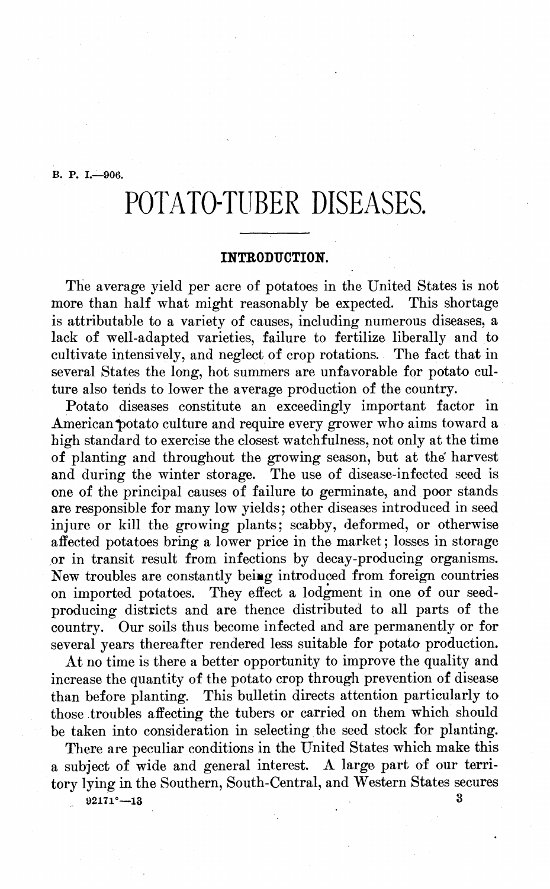B. P. I.—906.

# POTATO-TUBER DISEASES.

## INTRODUCTION.

The average yield per acre of potatoes in the United States is not more than half what might reasonably be expected. This shortage is attributable to a variety of causes, including numerous diseases, a lack of well-adapted varieties, failure to fertilize liberally and to cultivate intensively, and neglect of crop rotations. The fact that in several States the long, hot summers are unfavorable for potato culture also tends to lower the average production of the country.

Potato diseases constitute an exceedingly important factor in American potato culture and require every grower who aims toward a high standard to exercise the closest watchfulness, not only at the time of planting and throughout the growing season, but at the harvest and during the winter storage. The use of disease-infected seed is one of the principal causes of failure to germinate, and poor stands are responsible for many low yields; other diseases introduced in seed injure or kill the growing plants; scabby, deformed, or otherwise affected potatoes bring a lower price in the market; losses in storage or in transit result from infections by decay-producing organisms. New troubles are constantly being introduced from foreign countries on imported potatoes. They effect a lodgment in one of our seed-producing districts and are thence distributed to all parts of the country. Our soils thus become infected and are permanently or for several years thereafter rendered less suitable for potato production.

At no time is there a better opportunity to improve the quality and increase the quantity of the potato crop through prevention of disease than before planting. This bulletin directs attention particularly to those troubles affecting the tubers or carried on them which should be taken into consideration in selecting the seed stock for planting.

There are peculiar conditions in the United States which make this a subject of wide and general interest. A large part of our territory lying in the Southern, South-Central, and Western States secures

92171°—13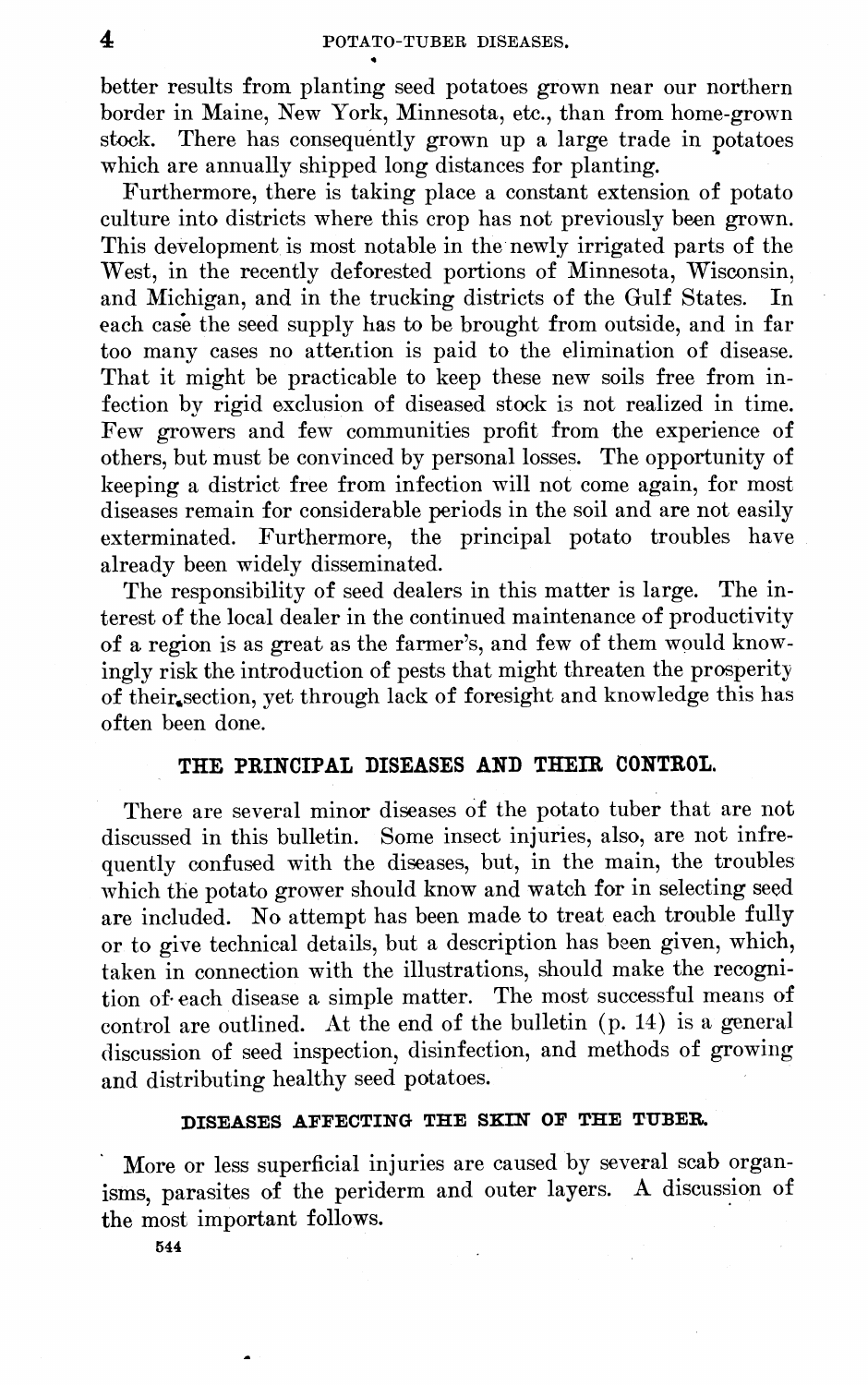better results from planting seed potatoes grown near our northern border in Maine, New York, Minnesota, etc., than from home-grown stock. There has consequently grown up a large trade in potatoes which are annually shipped long distances for planting.

Furthermore, there is taking place a constant extension of potato culture into districts where this crop has not previously been grown. This development is most notable in the newly irrigated parts of the West, in the recently deforested portions of Minnesota, Wisconsin, and Michigan, and in the trucking districts of the Gulf States. In each case the seed supply has to be brought from outside, and in far too many cases no attention is paid to the elimination of disease. That it might be practicable to keep these new soils free from infection by rigid exclusion of diseased stock is not realized in time. Few growers and few communities profit from the experience of others, but must be convinced by personal losses. The opportunity of keeping a district free from infection will not come again, for most diseases remain for considerable periods in the soil and are not easily exterminated. Furthermore, the principal potato troubles have already been widely disseminated.

The responsibility of seed dealers in this matter is large. The interest of the local dealer in the continued maintenance of productivity of a region is as great as the farmer's, and few of them would knowingly risk the introduction of pests that might threaten the prosperity of their section, yet through lack of foresight and knowledge this has often been done.

## THE PRINCIPAL DISEASES AND THEIR CONTROL.

There are several minor diseases of the potato tuber that are not discussed in this bulletin. Some insect injuries, also, are not infrequently confused with the diseases, but, in the main, the troubles which the potato grower should know and watch for in selecting seed are included. No attempt has been made to treat each trouble fully or to give technical details, but a description has been given, which, taken in connection with the illustrations, should make the recognition of each disease a simple matter. The most successful means of control are outlined. At the end of the bulletin (p. 14) is a general discussion of seed inspection, disinfection, and methods of growing and distributing healthy seed potatoes.

### DISEASES AFFECTING THE SKIN OF THE TUBER.

More or less superficial injuries are caused by several scab organisms, parasites of the periderm and outer layers. A discussion of the most important follows.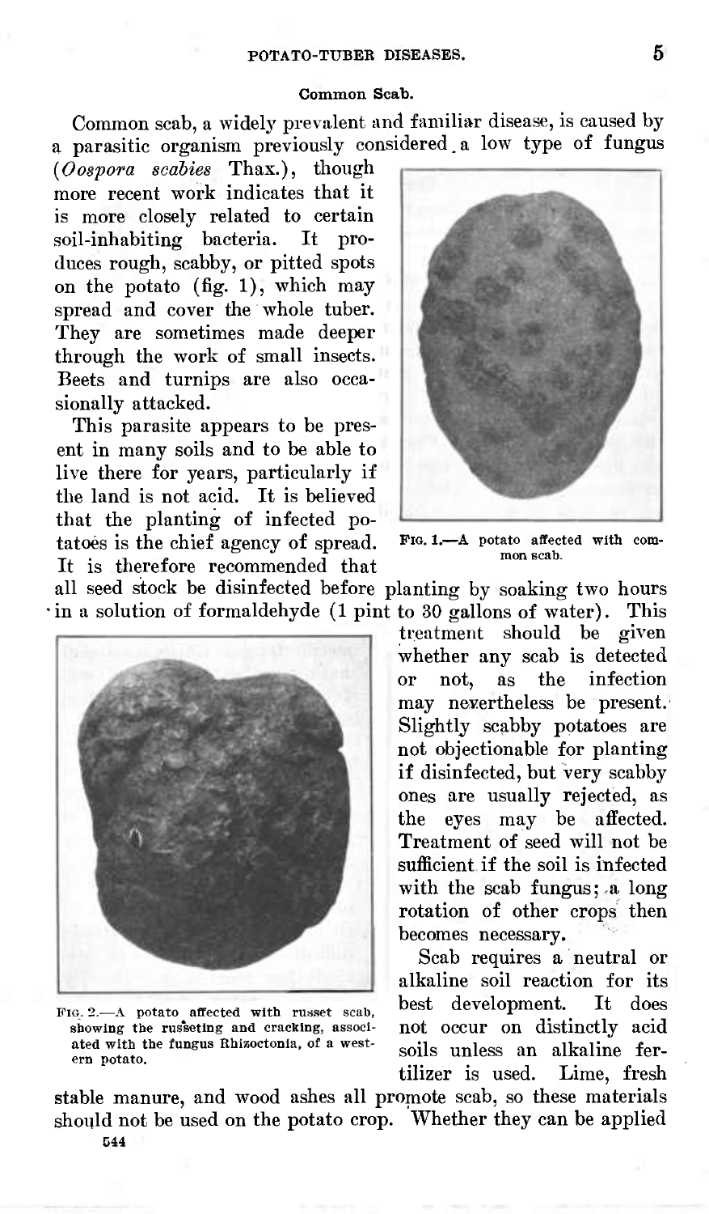### Common Scab.

Common scab, a widely prevalent and familiar disease, is caused by a parasitic organism previously considered a low type of fungus (*Oospora scabies* Thax.), though more recent work indicates that it is more closely related to certain soil-inhabiting bacteria. It produces rough, scabby, or pitted spots on the potato (fig. 1), which may spread and cover the whole tuber. They are sometimes made deeper through the work of small insects. Beets and turnips are also occasionally attacked.

FIG. 1.—A potato affected with common scab.

This parasite appears to be present in many soils and to be able to live there for years, particularly if the land is not acid. It is believed that the planting of infected potatoes is the chief agency of spread. It is therefore recommended that all seed stock be disinfected before planting by soaking two hours in a solution of formaldehyde (1 pint to 30 gallons of water). This treatment should be given whether any scab is detected or not, as the infection may nevertheless be present. Slightly scabby potatoes are not objectionable for planting if disinfected, but very scabby ones are usually rejected, as the eyes may be affected. Treatment of seed will not be sufficient if the soil is infected with the scab fungus; a long rotation of other crops then becomes necessary.

FIG. 2.—A potato affected with russet scab, showing the russeting and cracking, associated with the fungus Rhizoctonia, of a western potato.

Scab requires a neutral or alkaline soil reaction for its best development. It does not occur on distinctly acid soils unless an alkaline fertilizer is used. Lime, fresh stable manure, and wood ashes all promote scab, so these materials should not be used on the potato crop. Whether they can be applied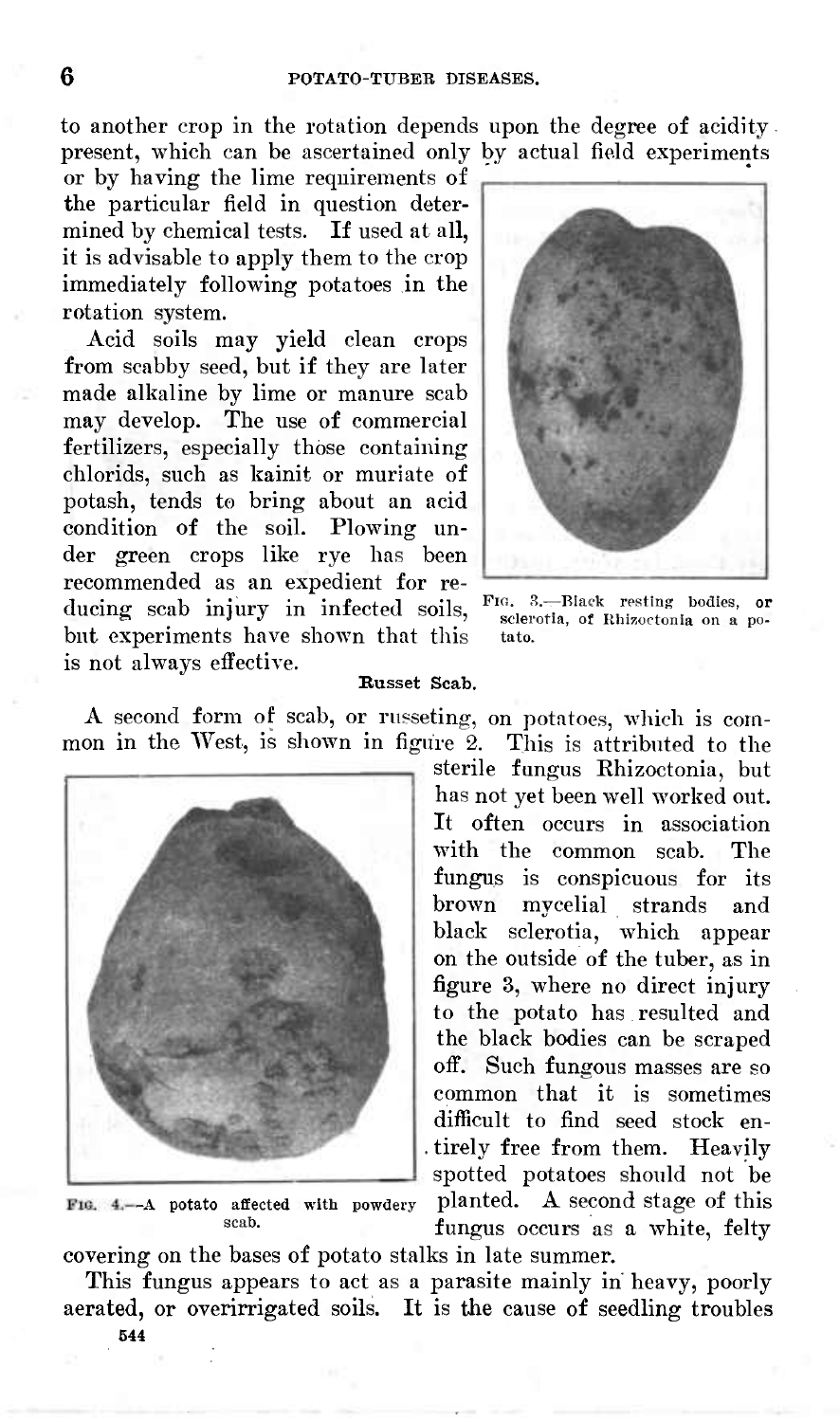to another crop in the rotation depends upon the degree of acidity present, which can be ascertained only by actual field experiments or by having the lime requirements of the particular field in question determined by chemical tests. If used at all, it is advisable to apply them to the crop immediately following potatoes in the rotation system.

Acid soils may yield clean crops from scabby seed, but if they are later made alkaline by lime or manure scab may develop. The use of commercial fertilizers, especially those containing chlorids, such as kainit or muriate of potash, tends to bring about an acid condition of the soil. Plowing under green crops like rye has been recommended as an expedient for reducing scab injury in infected soils, but experiments have shown that this is not always effective.

FIG. 3.—Black resting bodies, or sclerotia, of Rhizoctonia on a potato.

**Russet Scab.**

A second form of scab, or russeting, on potatoes, which is common in the West, is shown in figure 2. This is attributed to the sterile fungus Rhizoctonia, but has not yet been well worked out. It often occurs in association with the common scab. The fungus is conspicuous for its brown mycelial strands and black sclerotia, which appear on the outside of the tuber, as in figure 3, where no direct injury to the potato has resulted and the black bodies can be scraped off. Such fungous masses are so common that it is sometimes difficult to find seed stock entirely free from them. Heavily spotted potatoes should not be planted. A second stage of this fungus occurs as a white, felty covering on the bases of potato stalks in late summer.

FIG. 4.—A potato affected with powdery scab.

This fungus appears to act as a parasite mainly in heavy, poorly aerated, or overirrigated soils. It is the cause of seedling troubles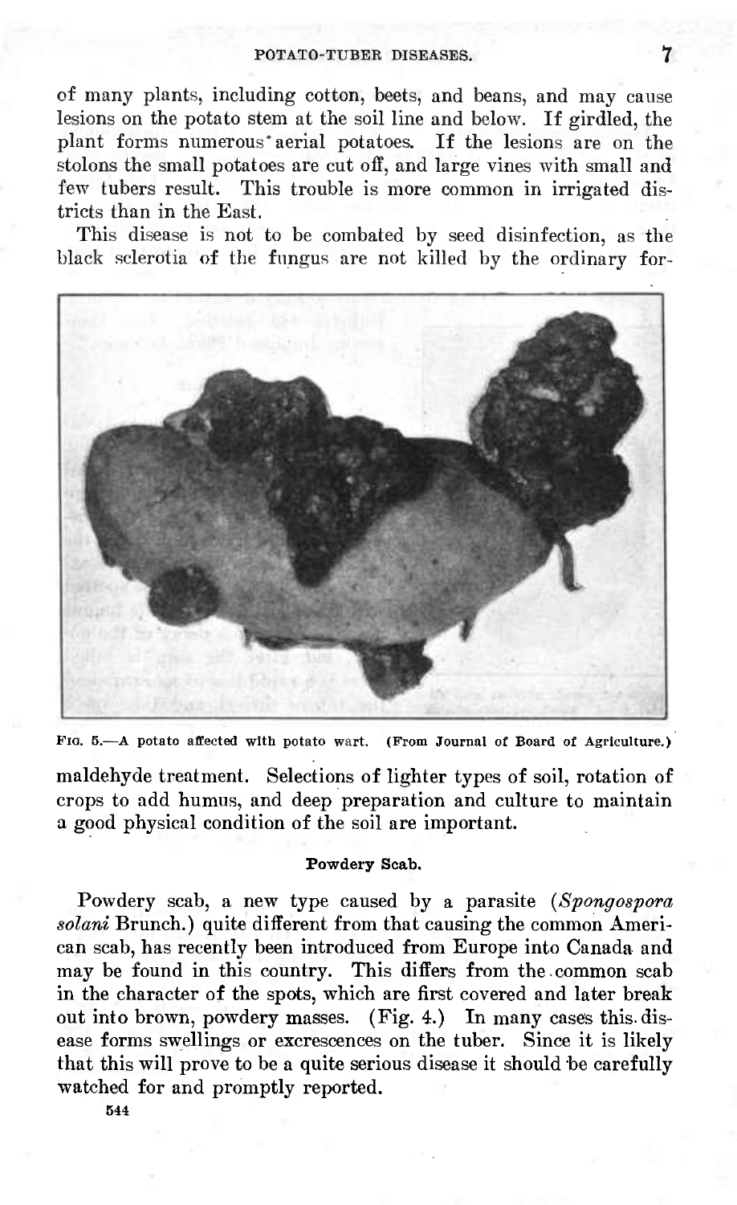of many plants, including cotton, beets, and beans, and may cause lesions on the potato stem at the soil line and below. If girdled, the plant forms numerous aerial potatoes. If the lesions are on the stolons the small potatoes are cut off, and large vines with small and few tubers result. This trouble is more common in irrigated districts than in the East.

This disease is not to be combated by seed disinfection, as the black sclerotia of the fungus are not killed by the ordinary formaldehyde treatment. Selections of lighter types of soil, rotation of crops to add humus, and deep preparation and culture to maintain a good physical condition of the soil are important.

FIG. 5.—A potato affected with potato wart. (From Journal of Board of Agriculture.)

#### Powdery Scab.

Powdery scab, a new type caused by a parasite (*Spongospora solani* Brunch.) quite different from that causing the common American scab, has recently been introduced from Europe into Canada and may be found in this country. This differs from the common scab in the character of the spots, which are first covered and later break out into brown, powdery masses. (Fig. 4.) In many cases this disease forms swellings or excrescences on the tuber. Since it is likely that this will prove to be a quite serious disease it should be carefully watched for and promptly reported.

544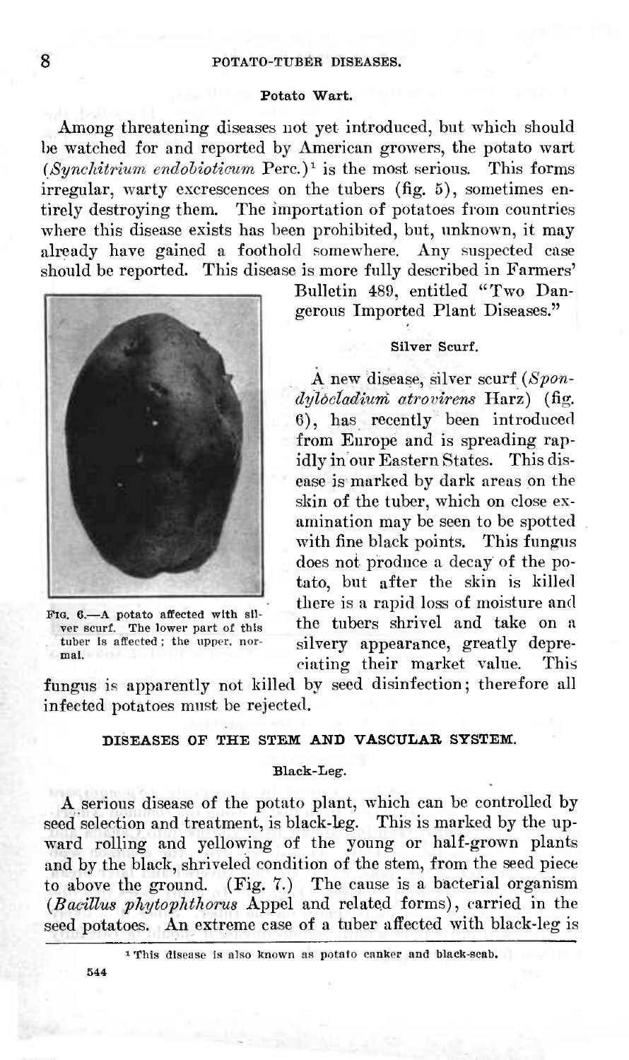### Potato Wart.

Among threatening diseases not yet introduced, but which should be watched for and reported by American growers, the potato wart (*Synchitrium endobioticum* Perc.)[1] is the most serious. This forms irregular, warty excrescences on the tubers (fig. 5), sometimes entirely destroying them. The importation of potatoes from countries where this disease exists has been prohibited, but, unknown, it may already have gained a foothold somewhere. Any suspected case should be reported. This disease is more fully described in Farmers' Bulletin 489, entitled "Two Dangerous Imported Plant Diseases."

### Silver Scurf.

A new disease, silver scurf (*Spondylocladium atrovirens* Harz) (fig. 6), has recently been introduced from Europe and is spreading rapidly in our Eastern States. This disease is marked by dark areas on the skin of the tuber, which on close examination may be seen to be spotted with fine black points. This fungus does not produce a decay of the potato, but after the skin is killed there is a rapid loss of moisture and the tubers shrivel and take on a silvery appearance, greatly depreciating their market value. This fungus is apparently not killed by seed disinfection; therefore all infected potatoes must be rejected.

Fig. 6.—A potato affected with silver scurf. The lower part of this tuber is affected; the upper, normal.

## DISEASES OF THE STEM AND VASCULAR SYSTEM.

### Black-Leg.

A serious disease of the potato plant, which can be controlled by seed selection and treatment, is black-leg. This is marked by the upward rolling and yellowing of the young or half-grown plants and by the black, shriveled condition of the stem, from the seed piece to above the ground. (Fig. 7.) The cause is a bacterial organism (*Bacillus phytophthorus* Appel and related forms), carried in the seed potatoes. An extreme case of a tuber affected with black-leg is

[1] This disease is also known as potato canker and black-scab.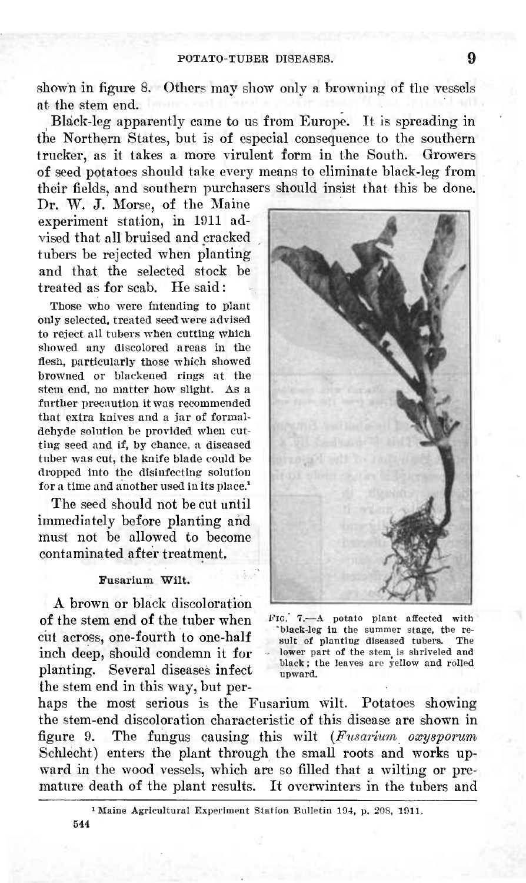shown in figure 8. Others may show only a browning of the vessels at the stem end.

Black-leg apparently came to us from Europe. It is spreading in the Northern States, but is of especial consequence to the southern trucker, as it takes a more virulent form in the South. Growers of seed potatoes should take every means to eliminate black-leg from their fields, and southern purchasers should insist that this be done. Dr. W. J. Morse, of the Maine experiment station, in 1911 advised that all bruised and cracked tubers be rejected when planting and that the selected stock be treated as for scab. He said:

> Those who were intending to plant only selected, treated seed were advised to reject all tubers when cutting which showed any discolored areas in the flesh, particularly those which showed browned or blackened rings at the stem end, no matter how slight. As a further precaution it was recommended that extra knives and a jar of formaldehyde solution be provided when cutting seed and if, by chance, a diseased tuber was cut, the knife blade could be dropped into the disinfecting solution for a time and another used in its place.[1]

The seed should not be cut until immediately before planting and must not be allowed to become contaminated after treatment.

FIG. 7.—A potato plant affected with black-leg in the summer stage, the result of planting diseased tubers. The lower part of the stem is shriveled and black; the leaves are yellow and rolled upward.

#### Fusarium Wilt.

A brown or black discoloration of the stem end of the tuber when cut across, one-fourth to one-half inch deep, should condemn it for planting. Several diseases infect the stem end in this way, but perhaps the most serious is the Fusarium wilt. Potatoes showing the stem-end discoloration characteristic of this disease are shown in figure 9. The fungus causing this wilt (*Fusarium oxysporum* Schlecht) enters the plant through the small roots and works upward in the wood vessels, which are so filled that a wilting or premature death of the plant results. It overwinters in the tubers and

[1] Maine Agricultural Experiment Station Bulletin 194, p. 208, 1911.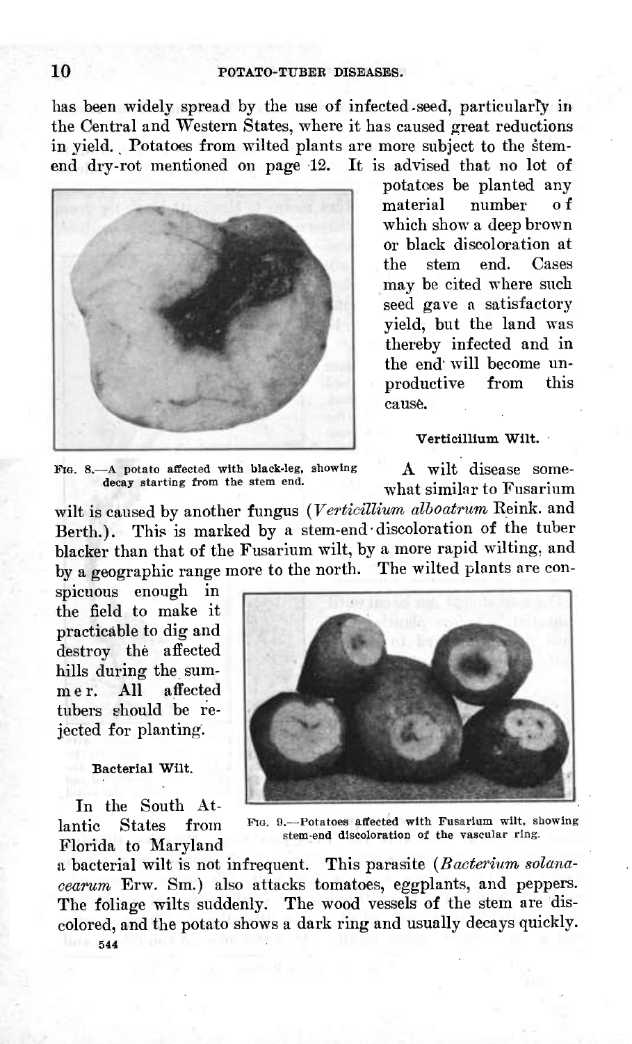has been widely spread by the use of infected seed, particularly in the Central and Western States, where it has caused great reductions in yield. Potatoes from wilted plants are more subject to the stem-end dry-rot mentioned on page 12. It is advised that no lot of potatoes be planted any material number of which show a deep brown or black discoloration at the stem end. Cases may be cited where such seed gave a satisfactory yield, but the land was thereby infected and in the end will become unproductive from this cause.

Fig. 8.—A potato affected with black-leg, showing decay starting from the stem end.

### Verticillium Wilt.

A wilt disease somewhat similar to Fusarium wilt is caused by another fungus (*Verticillium alboatrum* Reink. and Berth.). This is marked by a stem-end discoloration of the tuber blacker than that of the Fusarium wilt, by a more rapid wilting, and by a geographic range more to the north. The wilted plants are conspicuous enough in the field to make it practicable to dig and destroy the affected hills during the summer. All affected tubers should be rejected for planting.

Fig. 9.—Potatoes affected with Fusarium wilt, showing stem-end discoloration of the vascular ring.

### Bacterial Wilt.

In the South Atlantic States from Florida to Maryland a bacterial wilt is not infrequent. This parasite (*Bacterium solanacearum* Erw. Sm.) also attacks tomatoes, eggplants, and peppers. The foliage wilts suddenly. The wood vessels of the stem are discolored, and the potato shows a dark ring and usually decays quickly.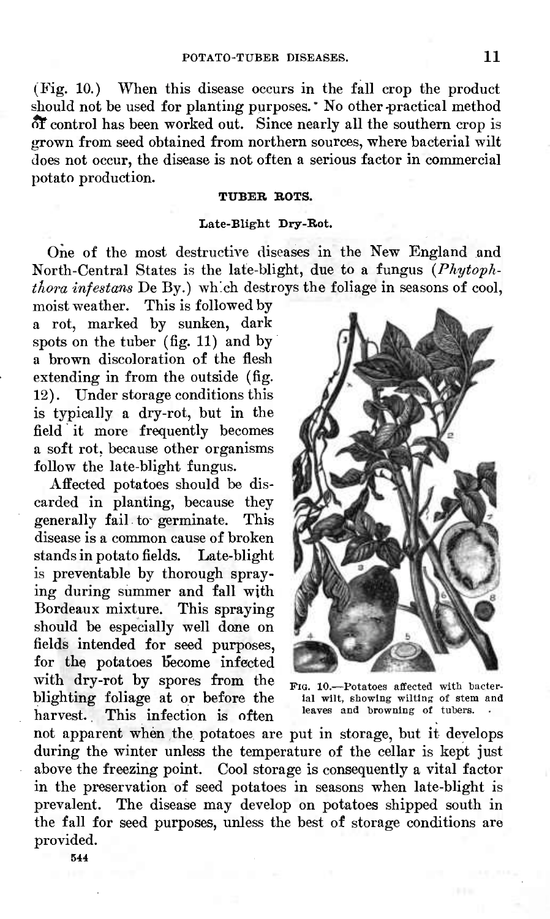(Fig. 10.) When this disease occurs in the fall crop the product should not be used for planting purposes. No other practical method of control has been worked out. Since nearly all the southern crop is grown from seed obtained from northern sources, where bacterial wilt does not occur, the disease is not often a serious factor in commercial potato production.

## TUBER ROTS.

### Late-Blight Dry-Rot.

One of the most destructive diseases in the New England and North-Central States is the late-blight, due to a fungus (*Phytophthora infestans* De By.) which destroys the foliage in seasons of cool, moist weather. This is followed by a rot, marked by sunken, dark spots on the tuber (fig. 11) and by a brown discoloration of the flesh extending in from the outside (fig. 12). Under storage conditions this is typically a dry-rot, but in the field it more frequently becomes a soft rot, because other organisms follow the late-blight fungus.

Fig. 10.—Potatoes affected with bacterial wilt, showing wilting of stem and leaves and browning of tubers.

Affected potatoes should be discarded in planting, because they generally fail to germinate. This disease is a common cause of broken stands in potato fields. Late-blight is preventable by thorough spraying during summer and fall with Bordeaux mixture. This spraying should be especially well done on fields intended for seed purposes, for the potatoes become infected with dry-rot by spores from the blighting foliage at or before the harvest. This infection is often not apparent when the potatoes are put in storage, but it develops during the winter unless the temperature of the cellar is kept just above the freezing point. Cool storage is consequently a vital factor in the preservation of seed potatoes in seasons when late-blight is prevalent. The disease may develop on potatoes shipped south in the fall for seed purposes, unless the best of storage conditions are provided.

544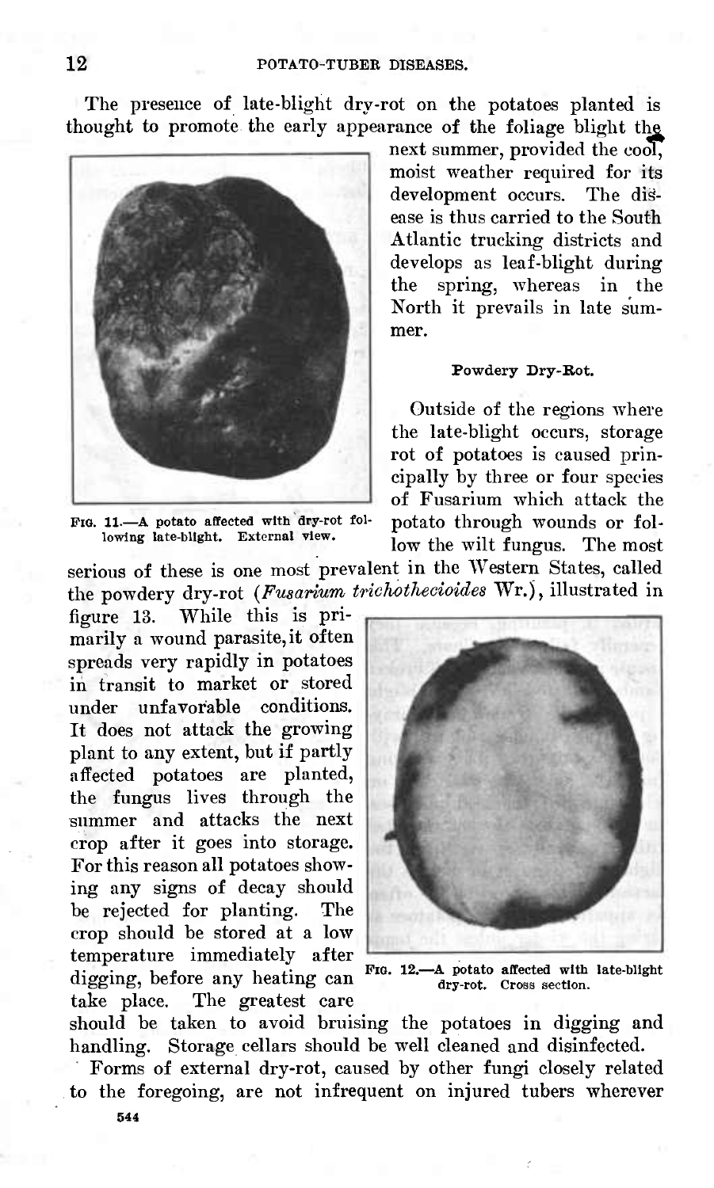The presence of late-blight dry-rot on the potatoes planted is thought to promote the early appearance of the foliage blight the next summer, provided the cool, moist weather required for its development occurs. The disease is thus carried to the South Atlantic trucking districts and develops as leaf-blight during the spring, whereas in the North it prevails in late summer.

Fig. 11.—A potato affected with dry-rot following late-blight. External view.

#### Powdery Dry-Rot.

Outside of the regions where the late-blight occurs, storage rot of potatoes is caused principally by three or four species of Fusarium which attack the potato through wounds or follow the wilt fungus. The most serious of these is one most prevalent in the Western States, called the powdery dry-rot (*Fusarium trichothecioides* Wr.), illustrated in figure 13. While this is primarily a wound parasite, it often spreads very rapidly in potatoes in transit to market or stored under unfavorable conditions. It does not attack the growing plant to any extent, but if partly affected potatoes are planted, the fungus lives through the summer and attacks the next crop after it goes into storage. For this reason all potatoes showing any signs of decay should be rejected for planting. The crop should be stored at a low temperature immediately after digging, before any heating can take place. The greatest care should be taken to avoid bruising the potatoes in digging and handling. Storage cellars should be well cleaned and disinfected.

Fig. 12.—A potato affected with late-blight dry-rot. Cross section.

Forms of external dry-rot, caused by other fungi closely related to the foregoing, are not infrequent on injured tubers wherever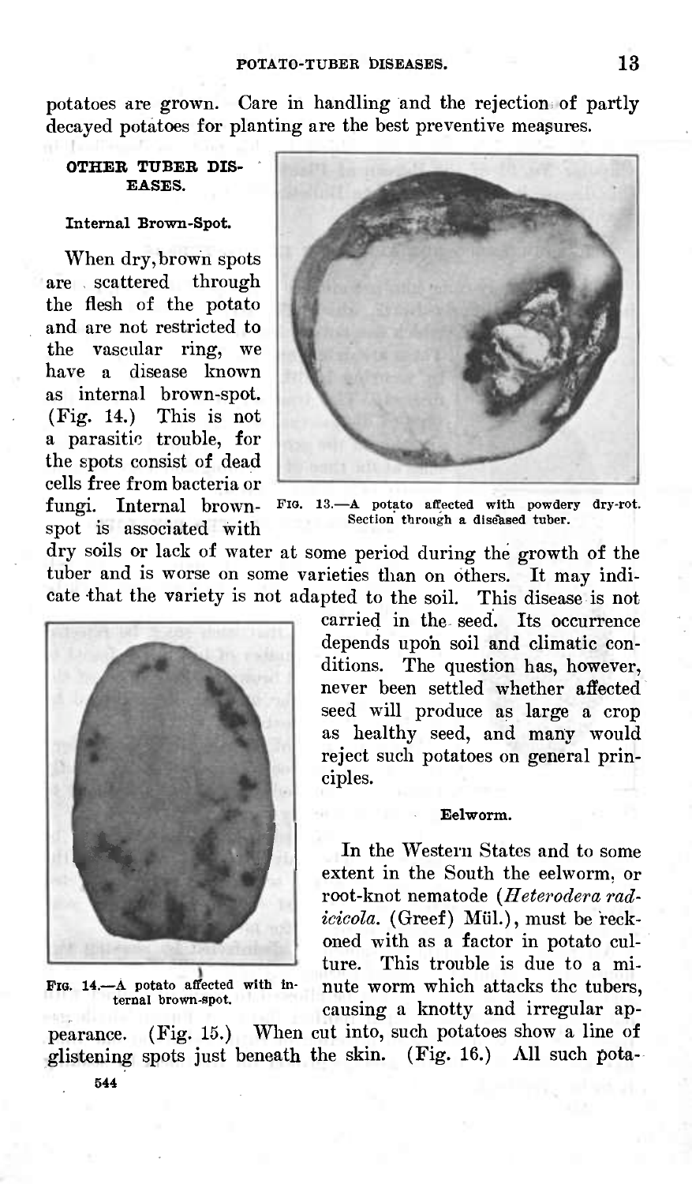potatoes are grown. Care in handling and the rejection of partly decayed potatoes for planting are the best preventive measures.

## OTHER TUBER DISEASES.

### Internal Brown-Spot.

When dry, brown spots are scattered through the flesh of the potato and are not restricted to the vascular ring, we have a disease known as internal brown-spot. (Fig. 14.) This is not a parasitic trouble, for the spots consist of dead cells free from bacteria or fungi. Internal brown-spot is associated with dry soils or lack of water at some period during the growth of the tuber and is worse on some varieties than on others. It may indicate that the variety is not adapted to the soil. This disease is not carried in the seed. Its occurrence depends upon soil and climatic conditions. The question has, however, never been settled whether affected seed will produce as large a crop as healthy seed, and many would reject such potatoes on general principles.

FIG. 13.—A potato affected with powdery dry-rot. Section through a diseased tuber.

FIG. 14.—A potato affected with internal brown-spot.

### Eelworm.

In the Western States and to some extent in the South the eelworm, or root-knot nematode (*Heterodera radicicola.* (Greef) Mül.), must be reckoned with as a factor in potato culture. This trouble is due to a minute worm which attacks the tubers, causing a knotty and irregular appearance. (Fig. 15.) When cut into, such potatoes show a line of glistening spots just beneath the skin. (Fig. 16.) All such pota-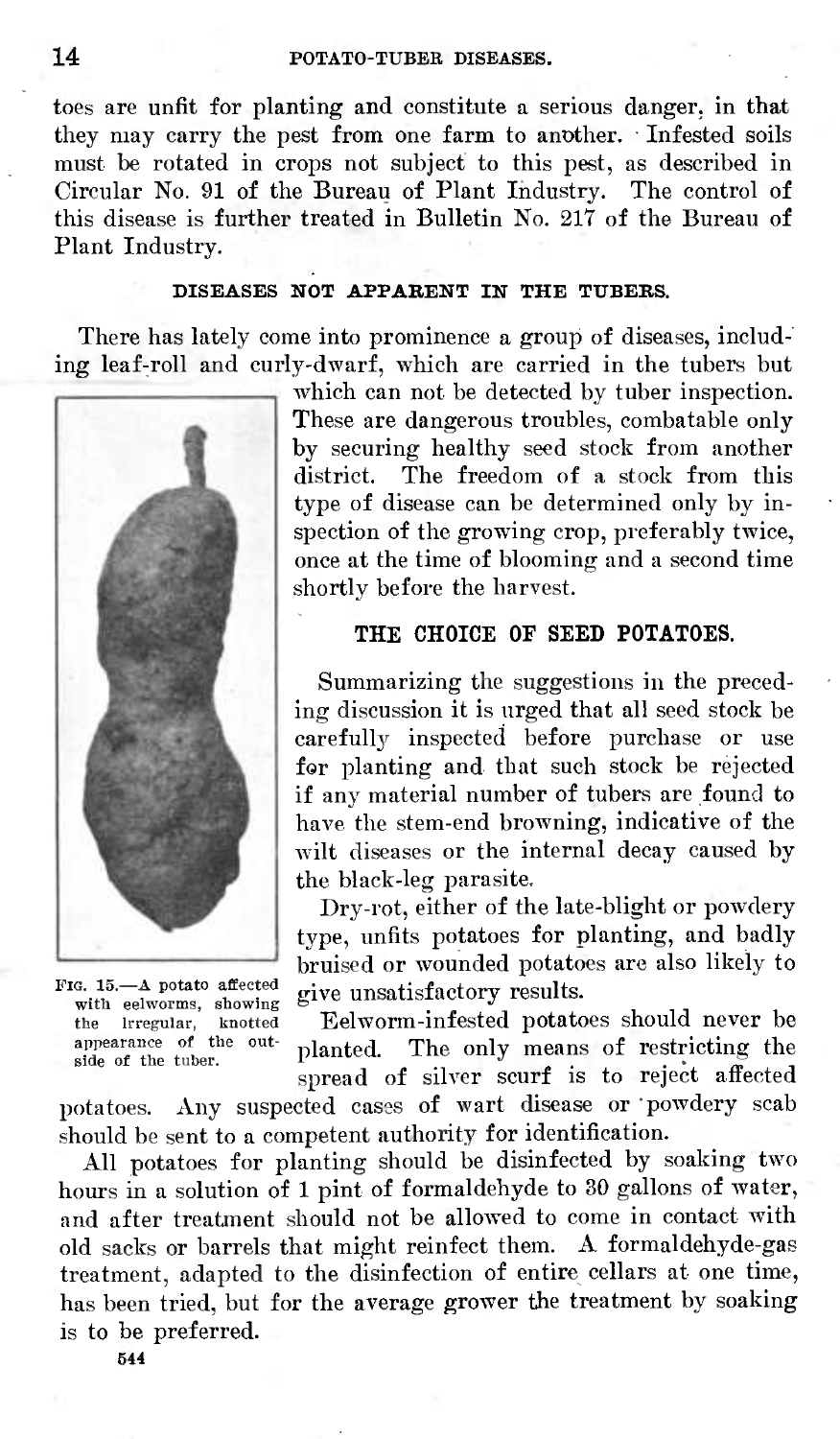toes are unfit for planting and constitute a serious danger, in that they may carry the pest from one farm to another. Infested soils must be rotated in crops not subject to this pest, as described in Circular No. 91 of the Bureau of Plant Industry. The control of this disease is further treated in Bulletin No. 217 of the Bureau of Plant Industry.

### DISEASES NOT APPARENT IN THE TUBERS.

There has lately come into prominence a group of diseases, including leaf-roll and curly-dwarf, which are carried in the tubers but which can not be detected by tuber inspection. These are dangerous troubles, combatable only by securing healthy seed stock from another district. The freedom of a stock from this type of disease can be determined only by inspection of the growing crop, preferably twice, once at the time of blooming and a second time shortly before the harvest.

FIG. 15.—A potato affected with eelworms, showing the irregular, knotted appearance of the outside of the tuber.

## THE CHOICE OF SEED POTATOES.

Summarizing the suggestions in the preceding discussion it is urged that all seed stock be carefully inspected before purchase or use for planting and that such stock be rejected if any material number of tubers are found to have the stem-end browning, indicative of the wilt diseases or the internal decay caused by the black-leg parasite.

Dry-rot, either of the late-blight or powdery type, unfits potatoes for planting, and badly bruised or wounded potatoes are also likely to give unsatisfactory results.

Eelworm-infested potatoes should never be planted. The only means of restricting the spread of silver scurf is to reject affected potatoes. Any suspected cases of wart disease or powdery scab should be sent to a competent authority for identification.

All potatoes for planting should be disinfected by soaking two hours in a solution of 1 pint of formaldehyde to 30 gallons of water, and after treatment should not be allowed to come in contact with old sacks or barrels that might reinfect them. A formaldehyde-gas treatment, adapted to the disinfection of entire cellars at one time, has been tried, but for the average grower the treatment by soaking is to be preferred.

544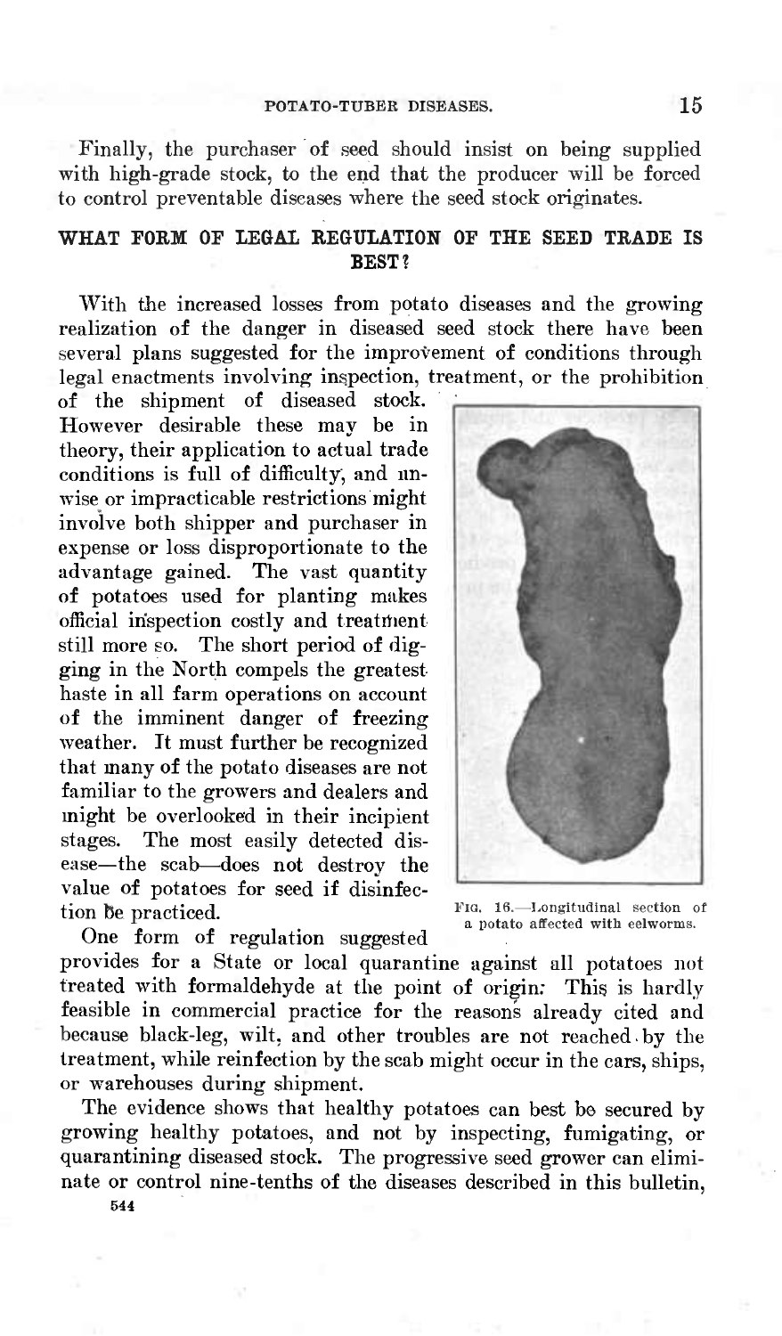Finally, the purchaser of seed should insist on being supplied with high-grade stock, to the end that the producer will be forced to control preventable diseases where the seed stock originates.

## WHAT FORM OF LEGAL REGULATION OF THE SEED TRADE IS BEST?

With the increased losses from potato diseases and the growing realization of the danger in diseased seed stock there have been several plans suggested for the improvement of conditions through legal enactments involving inspection, treatment, or the prohibition of the shipment of diseased stock. However desirable these may be in theory, their application to actual trade conditions is full of difficulty, and unwise or impracticable restrictions might involve both shipper and purchaser in expense or loss disproportionate to the advantage gained. The vast quantity of potatoes used for planting makes official inspection costly and treatment still more so. The short period of digging in the North compels the greatest haste in all farm operations on account of the imminent danger of freezing weather. It must further be recognized that many of the potato diseases are not familiar to the growers and dealers and might be overlooked in their incipient stages. The most easily detected disease—the scab—does not destroy the value of potatoes for seed if disinfection be practiced.

Fig. 16.—Longitudinal section of a potato affected with eelworms.

One form of regulation suggested provides for a State or local quarantine against all potatoes not treated with formaldehyde at the point of origin. This is hardly feasible in commercial practice for the reasons already cited and because black-leg, wilt, and other troubles are not reached by the treatment, while reinfection by the scab might occur in the cars, ships, or warehouses during shipment.

The evidence shows that healthy potatoes can best be secured by growing healthy potatoes, and not by inspecting, fumigating, or quarantining diseased stock. The progressive seed grower can eliminate or control nine-tenths of the diseases described in this bulletin,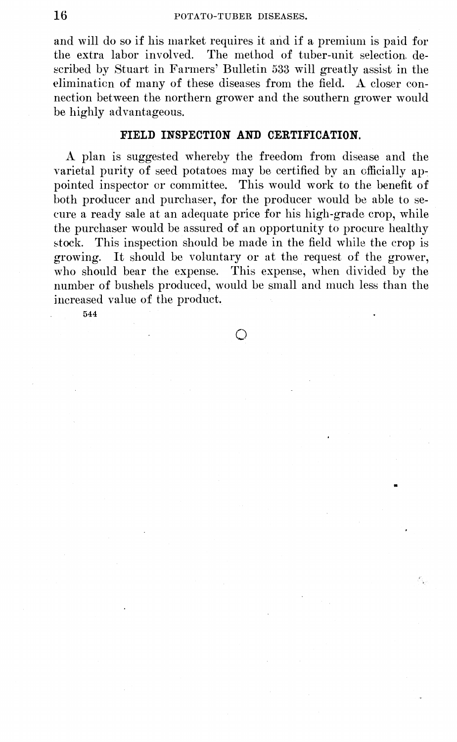and will do so if his market requires it and if a premium is paid for the extra labor involved. The method of tuber-unit selection described by Stuart in Farmers' Bulletin 533 will greatly assist in the elimination of many of these diseases from the field. A closer connection between the northern grower and the southern grower would be highly advantageous.

## FIELD INSPECTION AND CERTIFICATION.

A plan is suggested whereby the freedom from disease and the varietal purity of seed potatoes may be certified by an officially appointed inspector or committee. This would work to the benefit of both producer and purchaser, for the producer would be able to secure a ready sale at an adequate price for his high-grade crop, while the purchaser would be assured of an opportunity to procure healthy stock. This inspection should be made in the field while the crop is growing. It should be voluntary or at the request of the grower, who should bear the expense. This expense, when divided by the number of bushels produced, would be small and much less than the increased value of the product.